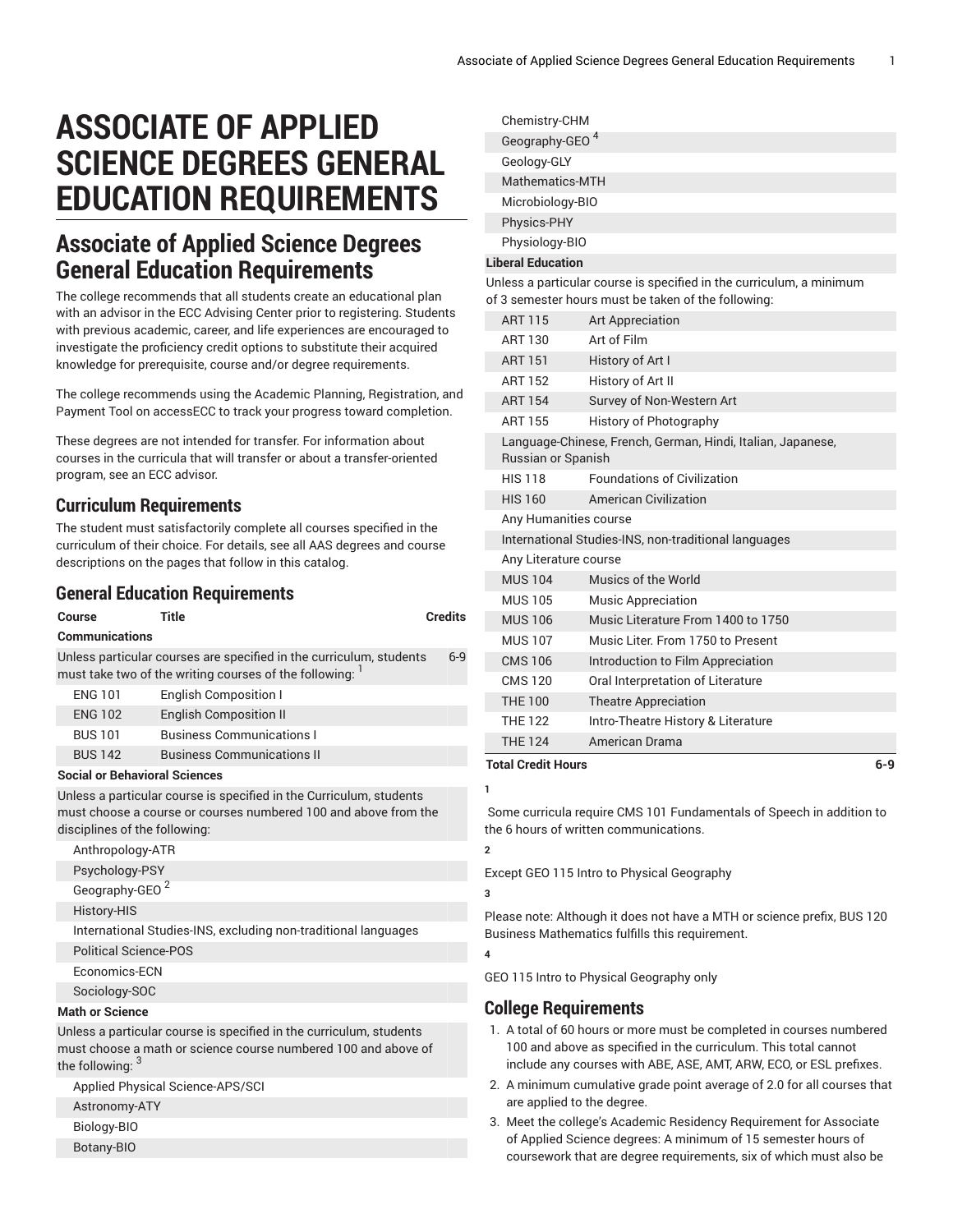# ASSOCIATE OF APPLIED SCIENCE DEGREES GENERAL EDUCATION REQUIREMENTS

## Associate of Applied Science Degrees General Education Requirements

The college recommends that all students create an educational plan with an advisor in the ECC Advising Center prior to registering. Students with previous academic, career, and life experiences are encouraged to investigate the proficiency credit options to substitute their acquired knowledge for prerequisite, course and/or degree requirements.

The college recommends using the Academic Planning, Registration, and Payment Tool on accessECC to track your progress toward completion.

These degrees are not intended for transfer. For information about courses in the curricula that will transfer or about a transfer-oriented program, see an ECC advisor.

### Curriculum Requirements

The student must satisfactorily complete all courses specified in the curriculum of their choice. For details, see all AAS degrees and course descriptions on the pages that follow in this catalog.

### General Education Requirements

| Course | Title | Credits |
|---|---|---|
| **Communications** | | |
| Unless particular courses are specified in the curriculum, students must take two of the writing courses of the following: [1] | | 6-9 |
| ENG 101 | English Composition I | |
| ENG 102 | English Composition II | |
| BUS 101 | Business Communications I | |
| BUS 142 | Business Communications II | |
| **Social or Behavioral Sciences** | | |
| Unless a particular course is specified in the Curriculum, students must choose a course or courses numbered 100 and above from the disciplines of the following: | | |
| Anthropology-ATR | | |
| Psychology-PSY | | |
| Geography-GEO [2] | | |
| History-HIS | | |
| International Studies-INS, excluding non-traditional languages | | |
| Political Science-POS | | |
| Economics-ECN | | |
| Sociology-SOC | | |
| **Math or Science** | | |
| Unless a particular course is specified in the curriculum, students must choose a math or science course numbered 100 and above of the following: [3] | | |
| Applied Physical Science-APS/SCI | | |
| Astronomy-ATY | | |
| Biology-BIO | | |
| Botany-BIO | | |
| Chemistry-CHM | | |
| Geography-GEO [4] | | |
| Geology-GLY | | |
| Mathematics-MTH | | |
| Microbiology-BIO | | |
| Physics-PHY | | |
| Physiology-BIO | | |
| **Liberal Education** | | |
| Unless a particular course is specified in the curriculum, a minimum of 3 semester hours must be taken of the following: | | |
| ART 115 | Art Appreciation | |
| ART 130 | Art of Film | |
| ART 151 | History of Art I | |
| ART 152 | History of Art II | |
| ART 154 | Survey of Non-Western Art | |
| ART 155 | History of Photography | |
| Language-Chinese, French, German, Hindi, Italian, Japanese, Russian or Spanish | | |
| HIS 118 | Foundations of Civilization | |
| HIS 160 | American Civilization | |
| Any Humanities course | | |
| International Studies-INS, non-traditional languages | | |
| Any Literature course | | |
| MUS 104 | Musics of the World | |
| MUS 105 | Music Appreciation | |
| MUS 106 | Music Literature From 1400 to 1750 | |
| MUS 107 | Music Liter. From 1750 to Present | |
| CMS 106 | Introduction to Film Appreciation | |
| CMS 120 | Oral Interpretation of Literature | |
| THE 100 | Theatre Appreciation | |
| THE 122 | Intro-Theatre History & Literature | |
| THE 124 | American Drama | |
| **Total Credit Hours** | | **6-9** |

**1**

Some curricula require CMS 101 Fundamentals of Speech in addition to the 6 hours of written communications.

**2**

Except GEO 115 Intro to Physical Geography

**3**

Please note: Although it does not have a MTH or science prefix, BUS 120 Business Mathematics fulfills this requirement.

**4**

GEO 115 Intro to Physical Geography only

### College Requirements

1. A total of 60 hours or more must be completed in courses numbered 100 and above as specified in the curriculum. This total cannot include any courses with ABE, ASE, AMT, ARW, ECO, or ESL prefixes.
2. A minimum cumulative grade point average of 2.0 for all courses that are applied to the degree.
3. Meet the college's Academic Residency Requirement for Associate of Applied Science degrees: A minimum of 15 semester hours of coursework that are degree requirements, six of which must also be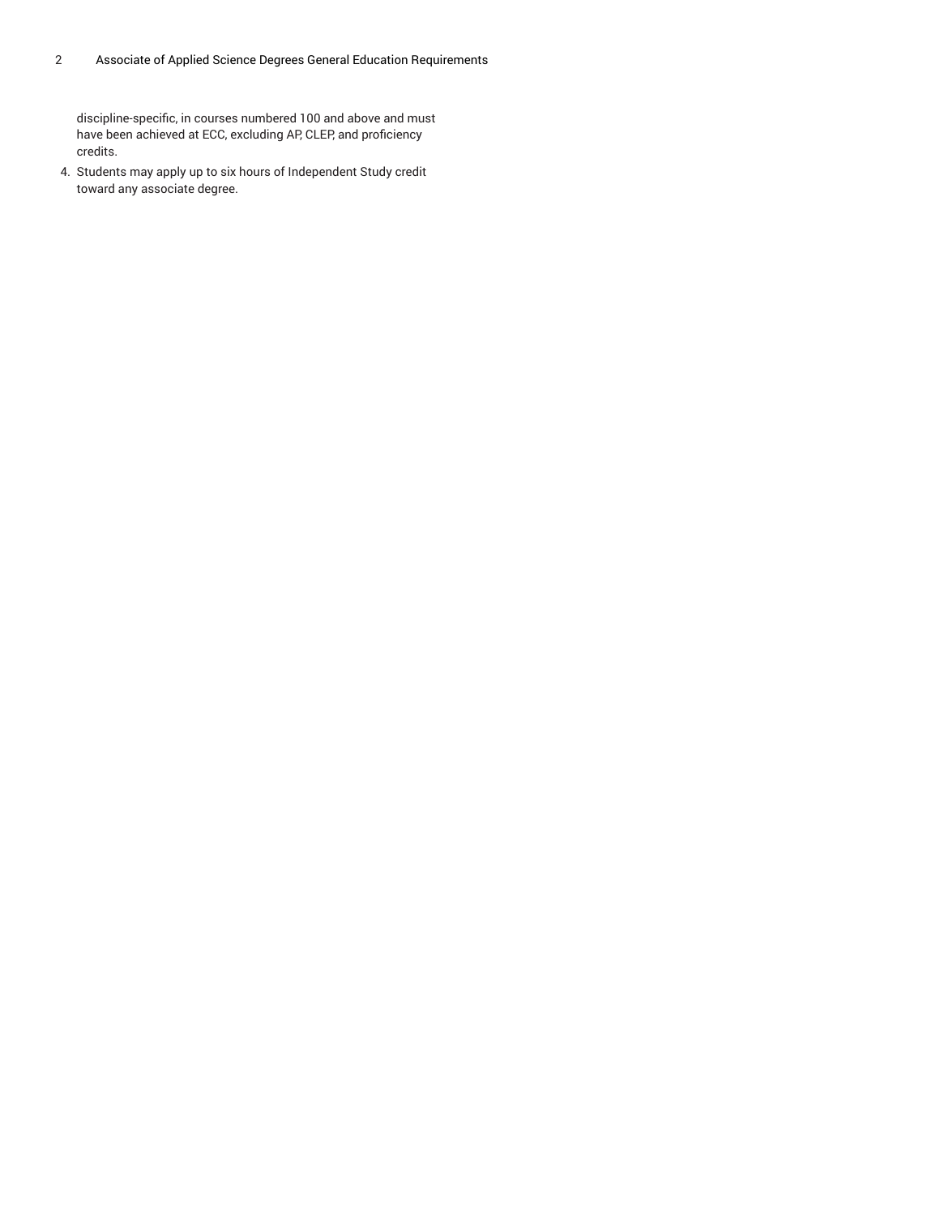discipline-specific, in courses numbered 100 and above and must have been achieved at ECC, excluding AP, CLEP, and proficiency credits.

4. Students may apply up to six hours of Independent Study credit toward any associate degree.